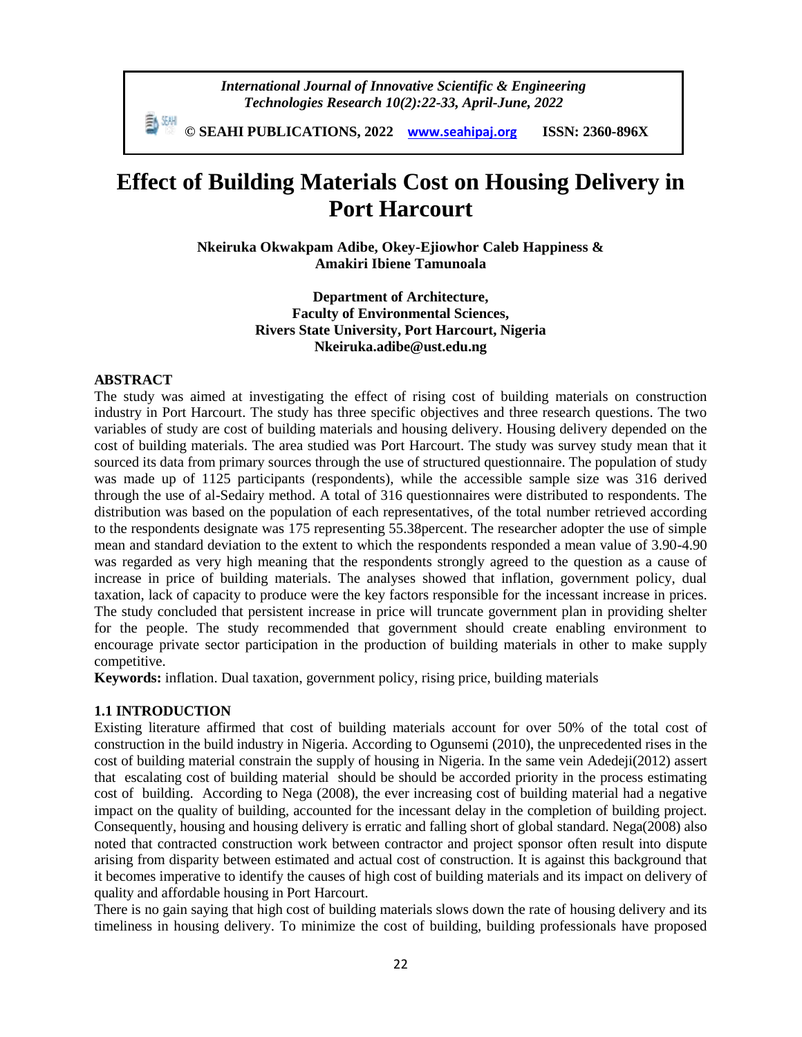# Effect of Building Materials Cost on Housing Delivery in Port Harcourt

**Nkeiruka Okwakpam Adibe, Okey-Ejiowhor Caleb Happiness & Amakiri Ibiene Tamunoala**

**Department of Architecture,**
**Faculty of Environmental Sciences,**
**Rivers State University, Port Harcourt, Nigeria**
**Nkeiruka.adibe@ust.edu.ng**

## ABSTRACT

The study was aimed at investigating the effect of rising cost of building materials on construction industry in Port Harcourt. The study has three specific objectives and three research questions. The two variables of study are cost of building materials and housing delivery. Housing delivery depended on the cost of building materials. The area studied was Port Harcourt. The study was survey study mean that it sourced its data from primary sources through the use of structured questionnaire. The population of study was made up of 1125 participants (respondents), while the accessible sample size was 316 derived through the use of al-Sedairy method. A total of 316 questionnaires were distributed to respondents. The distribution was based on the population of each representatives, of the total number retrieved according to the respondents designate was 175 representing 55.38percent. The researcher adopter the use of simple mean and standard deviation to the extent to which the respondents responded a mean value of 3.90-4.90 was regarded as very high meaning that the respondents strongly agreed to the question as a cause of increase in price of building materials. The analyses showed that inflation, government policy, dual taxation, lack of capacity to produce were the key factors responsible for the incessant increase in prices. The study concluded that persistent increase in price will truncate government plan in providing shelter for the people. The study recommended that government should create enabling environment to encourage private sector participation in the production of building materials in other to make supply competitive.

**Keywords:** inflation. Dual taxation, government policy, rising price, building materials

## 1.1 INTRODUCTION

Existing literature affirmed that cost of building materials account for over 50% of the total cost of construction in the build industry in Nigeria. According to Ogunsemi (2010), the unprecedented rises in the cost of building material constrain the supply of housing in Nigeria. In the same vein Adedeji(2012) assert that escalating cost of building material should be should be accorded priority in the process estimating cost of building. According to Nega (2008), the ever increasing cost of building material had a negative impact on the quality of building, accounted for the incessant delay in the completion of building project. Consequently, housing and housing delivery is erratic and falling short of global standard. Nega(2008) also noted that contracted construction work between contractor and project sponsor often result into dispute arising from disparity between estimated and actual cost of construction. It is against this background that it becomes imperative to identify the causes of high cost of building materials and its impact on delivery of quality and affordable housing in Port Harcourt.

There is no gain saying that high cost of building materials slows down the rate of housing delivery and its timeliness in housing delivery. To minimize the cost of building, building professionals have proposed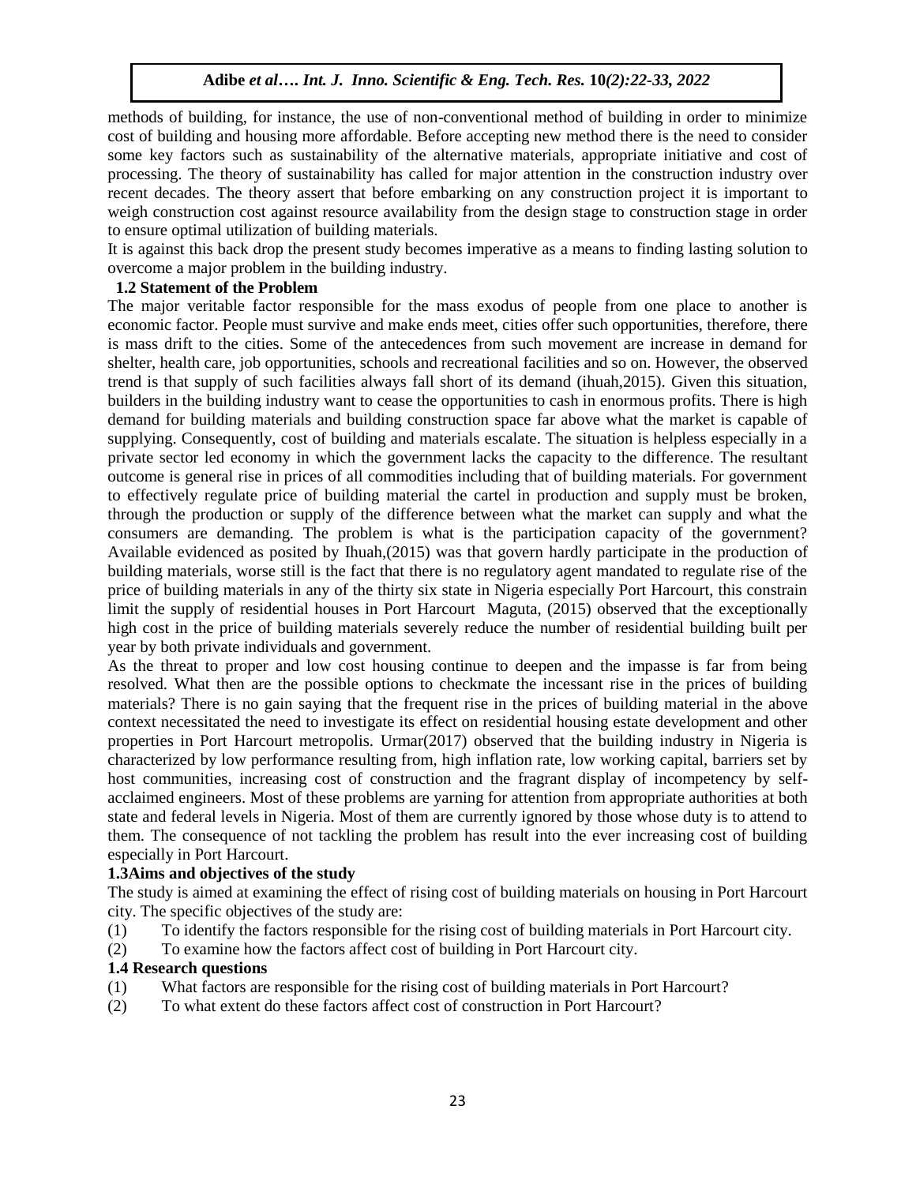methods of building, for instance, the use of non-conventional method of building in order to minimize cost of building and housing more affordable. Before accepting new method there is the need to consider some key factors such as sustainability of the alternative materials, appropriate initiative and cost of processing. The theory of sustainability has called for major attention in the construction industry over recent decades. The theory assert that before embarking on any construction project it is important to weigh construction cost against resource availability from the design stage to construction stage in order to ensure optimal utilization of building materials.

It is against this back drop the present study becomes imperative as a means to finding lasting solution to overcome a major problem in the building industry.

### 1.2 Statement of the Problem

The major veritable factor responsible for the mass exodus of people from one place to another is economic factor. People must survive and make ends meet, cities offer such opportunities, therefore, there is mass drift to the cities. Some of the antecedences from such movement are increase in demand for shelter, health care, job opportunities, schools and recreational facilities and so on. However, the observed trend is that supply of such facilities always fall short of its demand (ihuah,2015). Given this situation, builders in the building industry want to cease the opportunities to cash in enormous profits. There is high demand for building materials and building construction space far above what the market is capable of supplying. Consequently, cost of building and materials escalate. The situation is helpless especially in a private sector led economy in which the government lacks the capacity to the difference. The resultant outcome is general rise in prices of all commodities including that of building materials. For government to effectively regulate price of building material the cartel in production and supply must be broken, through the production or supply of the difference between what the market can supply and what the consumers are demanding. The problem is what is the participation capacity of the government? Available evidenced as posited by Ihuah,(2015) was that govern hardly participate in the production of building materials, worse still is the fact that there is no regulatory agent mandated to regulate rise of the price of building materials in any of the thirty six state in Nigeria especially Port Harcourt, this constrain limit the supply of residential houses in Port Harcourt Maguta, (2015) observed that the exceptionally high cost in the price of building materials severely reduce the number of residential building built per year by both private individuals and government.

As the threat to proper and low cost housing continue to deepen and the impasse is far from being resolved. What then are the possible options to checkmate the incessant rise in the prices of building materials? There is no gain saying that the frequent rise in the prices of building material in the above context necessitated the need to investigate its effect on residential housing estate development and other properties in Port Harcourt metropolis. Urmar(2017) observed that the building industry in Nigeria is characterized by low performance resulting from, high inflation rate, low working capital, barriers set by host communities, increasing cost of construction and the fragrant display of incompetency by self-acclaimed engineers. Most of these problems are yarning for attention from appropriate authorities at both state and federal levels in Nigeria. Most of them are currently ignored by those whose duty is to attend to them. The consequence of not tackling the problem has result into the ever increasing cost of building especially in Port Harcourt.

### 1.3Aims and objectives of the study

The study is aimed at examining the effect of rising cost of building materials on housing in Port Harcourt city. The specific objectives of the study are:

(1) To identify the factors responsible for the rising cost of building materials in Port Harcourt city.

(2) To examine how the factors affect cost of building in Port Harcourt city.

### 1.4 Research questions

(1) What factors are responsible for the rising cost of building materials in Port Harcourt?

(2) To what extent do these factors affect cost of construction in Port Harcourt?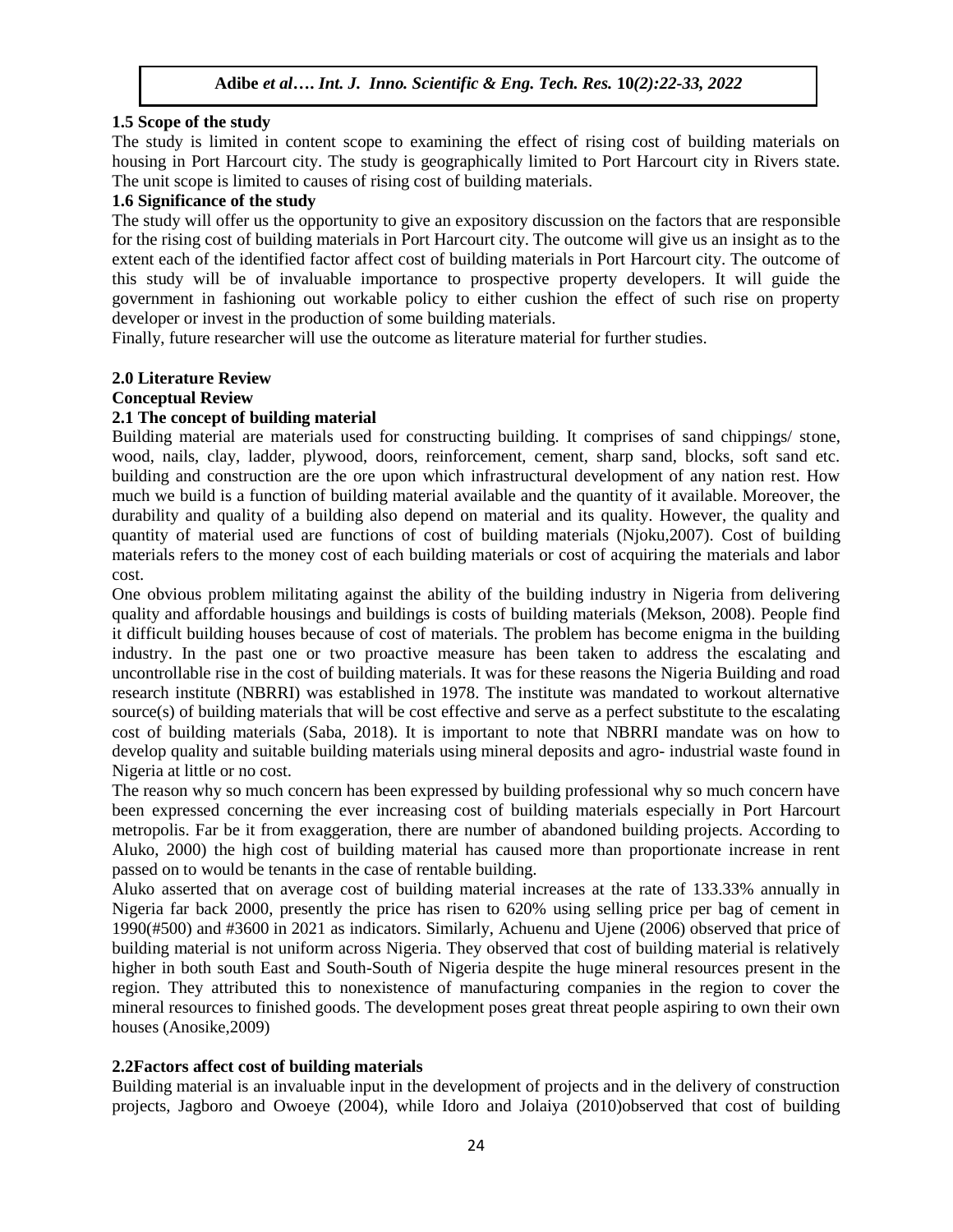### 1.5 Scope of the study

The study is limited in content scope to examining the effect of rising cost of building materials on housing in Port Harcourt city. The study is geographically limited to Port Harcourt city in Rivers state. The unit scope is limited to causes of rising cost of building materials.

### 1.6 Significance of the study

The study will offer us the opportunity to give an expository discussion on the factors that are responsible for the rising cost of building materials in Port Harcourt city. The outcome will give us an insight as to the extent each of the identified factor affect cost of building materials in Port Harcourt city. The outcome of this study will be of invaluable importance to prospective property developers. It will guide the government in fashioning out workable policy to either cushion the effect of such rise on property developer or invest in the production of some building materials.

Finally, future researcher will use the outcome as literature material for further studies.

## 2.0 Literature Review

### Conceptual Review

### 2.1 The concept of building material

Building material are materials used for constructing building. It comprises of sand chippings/ stone, wood, nails, clay, ladder, plywood, doors, reinforcement, cement, sharp sand, blocks, soft sand etc. building and construction are the ore upon which infrastructural development of any nation rest. How much we build is a function of building material available and the quantity of it available. Moreover, the durability and quality of a building also depend on material and its quality. However, the quality and quantity of material used are functions of cost of building materials (Njoku,2007). Cost of building materials refers to the money cost of each building materials or cost of acquiring the materials and labor cost.

One obvious problem militating against the ability of the building industry in Nigeria from delivering quality and affordable housings and buildings is costs of building materials (Mekson, 2008). People find it difficult building houses because of cost of materials. The problem has become enigma in the building industry. In the past one or two proactive measure has been taken to address the escalating and uncontrollable rise in the cost of building materials. It was for these reasons the Nigeria Building and road research institute (NBRRI) was established in 1978. The institute was mandated to workout alternative source(s) of building materials that will be cost effective and serve as a perfect substitute to the escalating cost of building materials (Saba, 2018). It is important to note that NBRRI mandate was on how to develop quality and suitable building materials using mineral deposits and agro- industrial waste found in Nigeria at little or no cost.

The reason why so much concern has been expressed by building professional why so much concern have been expressed concerning the ever increasing cost of building materials especially in Port Harcourt metropolis. Far be it from exaggeration, there are number of abandoned building projects. According to Aluko, 2000) the high cost of building material has caused more than proportionate increase in rent passed on to would be tenants in the case of rentable building.

Aluko asserted that on average cost of building material increases at the rate of 133.33% annually in Nigeria far back 2000, presently the price has risen to 620% using selling price per bag of cement in 1990(#500) and #3600 in 2021 as indicators. Similarly, Achuenu and Ujene (2006) observed that price of building material is not uniform across Nigeria. They observed that cost of building material is relatively higher in both south East and South-South of Nigeria despite the huge mineral resources present in the region. They attributed this to nonexistence of manufacturing companies in the region to cover the mineral resources to finished goods. The development poses great threat people aspiring to own their own houses (Anosike,2009)

### 2.2Factors affect cost of building materials

Building material is an invaluable input in the development of projects and in the delivery of construction projects, Jagboro and Owoeye (2004), while Idoro and Jolaiya (2010)observed that cost of building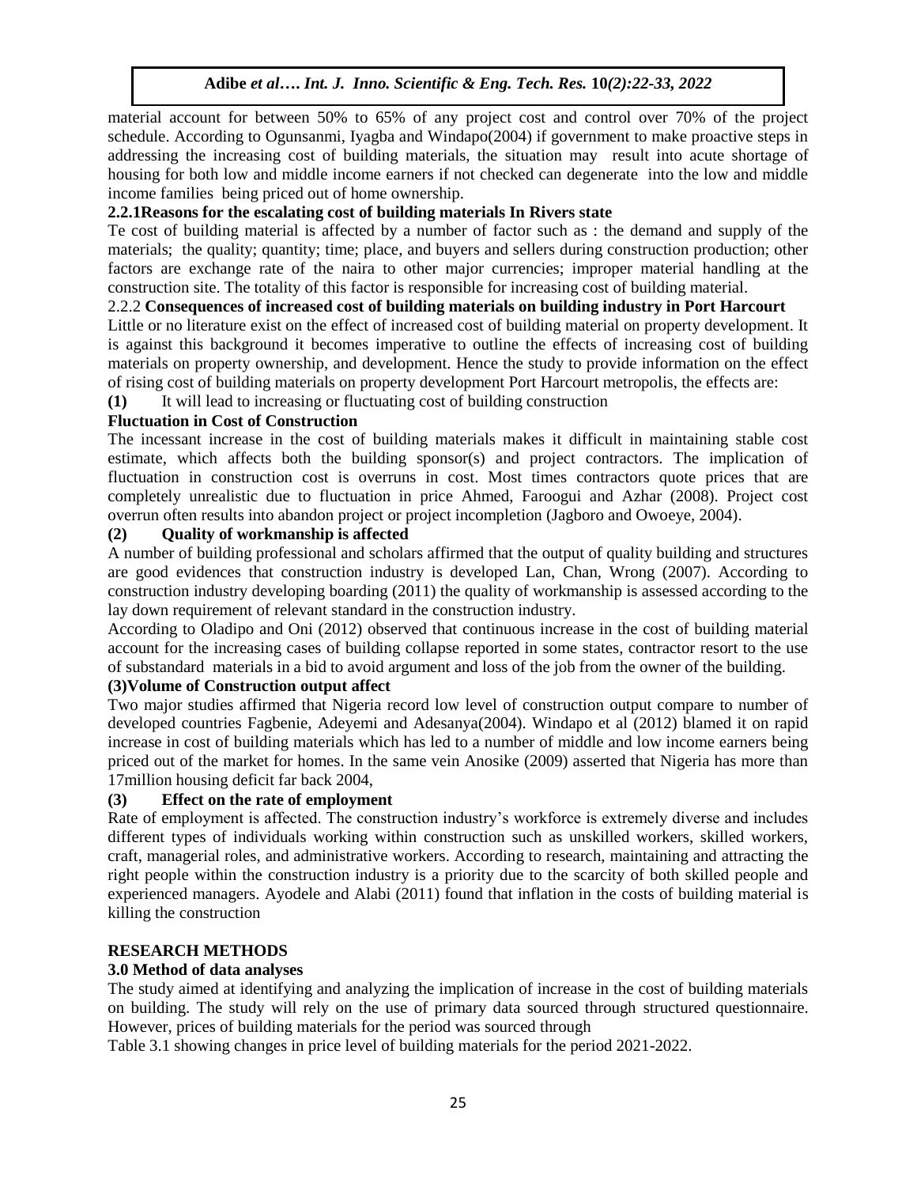material account for between 50% to 65% of any project cost and control over 70% of the project schedule. According to Ogunsanmi, Iyagba and Windapo(2004) if government to make proactive steps in addressing the increasing cost of building materials, the situation may result into acute shortage of housing for both low and middle income earners if not checked can degenerate into the low and middle income families being priced out of home ownership.

### 2.2.1Reasons for the escalating cost of building materials In Rivers state

Te cost of building material is affected by a number of factor such as : the demand and supply of the materials; the quality; quantity; time; place, and buyers and sellers during construction production; other factors are exchange rate of the naira to other major currencies; improper material handling at the construction site. The totality of this factor is responsible for increasing cost of building material.

### 2.2.2 Consequences of increased cost of building materials on building industry in Port Harcourt

Little or no literature exist on the effect of increased cost of building material on property development. It is against this background it becomes imperative to outline the effects of increasing cost of building materials on property ownership, and development. Hence the study to provide information on the effect of rising cost of building materials on property development Port Harcourt metropolis, the effects are:

**(1)** It will lead to increasing or fluctuating cost of building construction

**Fluctuation in Cost of Construction**

The incessant increase in the cost of building materials makes it difficult in maintaining stable cost estimate, which affects both the building sponsor(s) and project contractors. The implication of fluctuation in construction cost is overruns in cost. Most times contractors quote prices that are completely unrealistic due to fluctuation in price Ahmed, Faroogui and Azhar (2008). Project cost overrun often results into abandon project or project incompletion (Jagboro and Owoeye, 2004).

**(2) Quality of workmanship is affected**

A number of building professional and scholars affirmed that the output of quality building and structures are good evidences that construction industry is developed Lan, Chan, Wrong (2007). According to construction industry developing boarding (2011) the quality of workmanship is assessed according to the lay down requirement of relevant standard in the construction industry.

According to Oladipo and Oni (2012) observed that continuous increase in the cost of building material account for the increasing cases of building collapse reported in some states, contractor resort to the use of substandard materials in a bid to avoid argument and loss of the job from the owner of the building.

**(3)Volume of Construction output affect**

Two major studies affirmed that Nigeria record low level of construction output compare to number of developed countries Fagbenie, Adeyemi and Adesanya(2004). Windapo et al (2012) blamed it on rapid increase in cost of building materials which has led to a number of middle and low income earners being priced out of the market for homes. In the same vein Anosike (2009) asserted that Nigeria has more than 17million housing deficit far back 2004,

**(3) Effect on the rate of employment**

Rate of employment is affected. The construction industry's workforce is extremely diverse and includes different types of individuals working within construction such as unskilled workers, skilled workers, craft, managerial roles, and administrative workers. According to research, maintaining and attracting the right people within the construction industry is a priority due to the scarcity of both skilled people and experienced managers. Ayodele and Alabi (2011) found that inflation in the costs of building material is killing the construction

## RESEARCH METHODS

### 3.0 Method of data analyses

The study aimed at identifying and analyzing the implication of increase in the cost of building materials on building. The study will rely on the use of primary data sourced through structured questionnaire. However, prices of building materials for the period was sourced through

Table 3.1 showing changes in price level of building materials for the period 2021-2022.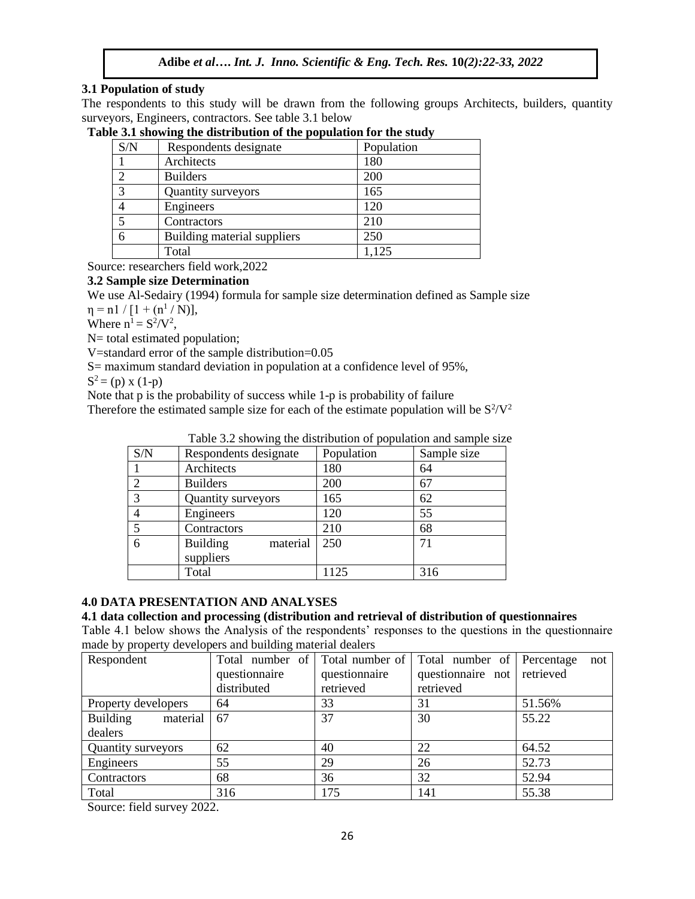### 3.1 Population of study

The respondents to this study will be drawn from the following groups Architects, builders, quantity surveyors, Engineers, contractors. See table 3.1 below

**Table 3.1 showing the distribution of the population for the study**

| S/N | Respondents designate | Population |
|---|---|---|
| 1 | Architects | 180 |
| 2 | Builders | 200 |
| 3 | Quantity surveyors | 165 |
| 4 | Engineers | 120 |
| 5 | Contractors | 210 |
| 6 | Building material suppliers | 250 |
| | Total | 1,125 |

Source: researchers field work,2022

### 3.2 Sample size Determination

We use Al-Sedairy (1994) formula for sample size determination defined as Sample size

$\eta = n1 / [1 + (n^1 / N)]$,

Where $n^1 = S^2/V^2$,

N= total estimated population;

V=standard error of the sample distribution=0.05

S= maximum standard deviation in population at a confidence level of 95%,

$S^2 = (p) \times (1-p)$

Note that p is the probability of success while 1-p is probability of failure

Therefore the estimated sample size for each of the estimate population will be $S^2/V^2$

Table 3.2 showing the distribution of population and sample size

| S/N | Respondents designate | Population | Sample size |
|---|---|---|---|
| 1 | Architects | 180 | 64 |
| 2 | Builders | 200 | 67 |
| 3 | Quantity surveyors | 165 | 62 |
| 4 | Engineers | 120 | 55 |
| 5 | Contractors | 210 | 68 |
| 6 | Building material suppliers | 250 | 71 |
| | Total | 1125 | 316 |

## 4.0 DATA PRESENTATION AND ANALYSES

### 4.1 data collection and processing (distribution and retrieval of distribution of questionnaires

Table 4.1 below shows the Analysis of the respondents' responses to the questions in the questionnaire made by property developers and building material dealers

| Respondent | Total number of questionnaire distributed | Total number of questionnaire retrieved | Total number of questionnaire not retrieved | Percentage not retrieved |
|---|---|---|---|---|
| Property developers | 64 | 33 | 31 | 51.56% |
| Building material dealers | 67 | 37 | 30 | 55.22 |
| Quantity surveyors | 62 | 40 | 22 | 64.52 |
| Engineers | 55 | 29 | 26 | 52.73 |
| Contractors | 68 | 36 | 32 | 52.94 |
| Total | 316 | 175 | 141 | 55.38 |

Source: field survey 2022.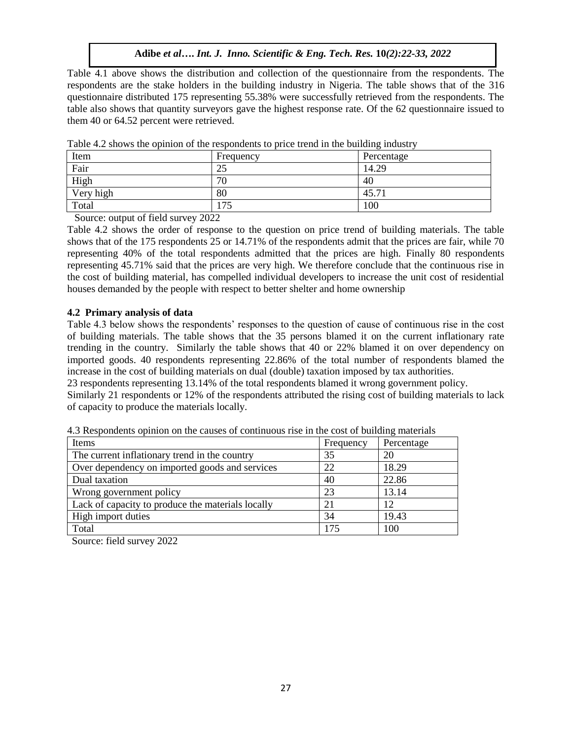Table 4.1 above shows the distribution and collection of the questionnaire from the respondents. The respondents are the stake holders in the building industry in Nigeria. The table shows that of the 316 questionnaire distributed 175 representing 55.38% were successfully retrieved from the respondents. The table also shows that quantity surveyors gave the highest response rate. Of the 62 questionnaire issued to them 40 or 64.52 percent were retrieved.

Table 4.2 shows the opinion of the respondents to price trend in the building industry

| Item | Frequency | Percentage |
|---|---|---|
| Fair | 25 | 14.29 |
| High | 70 | 40 |
| Very high | 80 | 45.71 |
| Total | 175 | 100 |

Source: output of field survey 2022

Table 4.2 shows the order of response to the question on price trend of building materials. The table shows that of the 175 respondents 25 or 14.71% of the respondents admit that the prices are fair, while 70 representing 40% of the total respondents admitted that the prices are high. Finally 80 respondents representing 45.71% said that the prices are very high. We therefore conclude that the continuous rise in the cost of building material, has compelled individual developers to increase the unit cost of residential houses demanded by the people with respect to better shelter and home ownership

**4.2 Primary analysis of data**

Table 4.3 below shows the respondents' responses to the question of cause of continuous rise in the cost of building materials. The table shows that the 35 persons blamed it on the current inflationary rate trending in the country. Similarly the table shows that 40 or 22% blamed it on over dependency on imported goods. 40 respondents representing 22.86% of the total number of respondents blamed the increase in the cost of building materials on dual (double) taxation imposed by tax authorities.

23 respondents representing 13.14% of the total respondents blamed it wrong government policy.

Similarly 21 respondents or 12% of the respondents attributed the rising cost of building materials to lack of capacity to produce the materials locally.

4.3 Respondents opinion on the causes of continuous rise in the cost of building materials

| Items | Frequency | Percentage |
|---|---|---|
| The current inflationary trend in the country | 35 | 20 |
| Over dependency on imported goods and services | 22 | 18.29 |
| Dual taxation | 40 | 22.86 |
| Wrong government policy | 23 | 13.14 |
| Lack of capacity to produce the materials locally | 21 | 12 |
| High import duties | 34 | 19.43 |
| Total | 175 | 100 |

Source: field survey 2022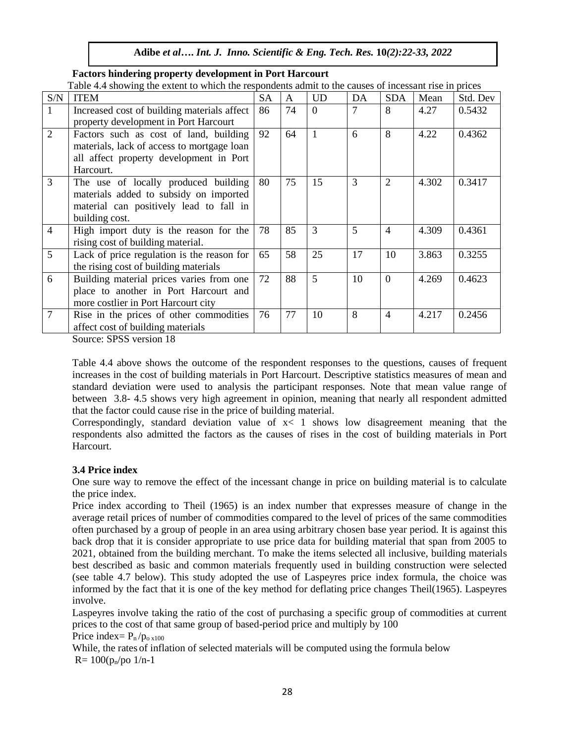**Factors hindering property development in Port Harcourt**

Table 4.4 showing the extent to which the respondents admit to the causes of incessant rise in prices

| S/N | ITEM | SA | A | UD | DA | SDA | Mean | Std. Dev |
|---|---|---|---|---|---|---|---|---|
| 1 | Increased cost of building materials affect property development in Port Harcourt | 86 | 74 | 0 | 7 | 8 | 4.27 | 0.5432 |
| 2 | Factors such as cost of land, building materials, lack of access to mortgage loan all affect property development in Port Harcourt. | 92 | 64 | 1 | 6 | 8 | 4.22 | 0.4362 |
| 3 | The use of locally produced building materials added to subsidy on imported material can positively lead to fall in building cost. | 80 | 75 | 15 | 3 | 2 | 4.302 | 0.3417 |
| 4 | High import duty is the reason for the rising cost of building material. | 78 | 85 | 3 | 5 | 4 | 4.309 | 0.4361 |
| 5 | Lack of price regulation is the reason for the rising cost of building materials | 65 | 58 | 25 | 17 | 10 | 3.863 | 0.3255 |
| 6 | Building material prices varies from one place to another in Port Harcourt and more costlier in Port Harcourt city | 72 | 88 | 5 | 10 | 0 | 4.269 | 0.4623 |
| 7 | Rise in the prices of other commodities affect cost of building materials | 76 | 77 | 10 | 8 | 4 | 4.217 | 0.2456 |

Source: SPSS version 18

Table 4.4 above shows the outcome of the respondent responses to the questions, causes of frequent increases in the cost of building materials in Port Harcourt. Descriptive statistics measures of mean and standard deviation were used to analysis the participant responses. Note that mean value range of between 3.8- 4.5 shows very high agreement in opinion, meaning that nearly all respondent admitted that the factor could cause rise in the price of building material.

Correspondingly, standard deviation value of $x< 1$ shows low disagreement meaning that the respondents also admitted the factors as the causes of rises in the cost of building materials in Port Harcourt.

### 3.4 Price index

One sure way to remove the effect of the incessant change in price on building material is to calculate the price index.

Price index according to Theil (1965) is an index number that expresses measure of change in the average retail prices of number of commodities compared to the level of prices of the same commodities often purchased by a group of people in an area using arbitrary chosen base year period. It is against this back drop that it is consider appropriate to use price data for building material that span from 2005 to 2021, obtained from the building merchant. To make the items selected all inclusive, building materials best described as basic and common materials frequently used in building construction were selected (see table 4.7 below). This study adopted the use of Laspeyres price index formula, the choice was informed by the fact that it is one of the key method for deflating price changes Theil(1965). Laspeyres involve.

Laspeyres involve taking the ratio of the cost of purchasing a specific group of commodities at current prices to the cost of that same group of based-period price and multiply by 100

Price index= $P_n / p_{o \times 100}$

While, the rates of inflation of selected materials will be computed using the formula below

$R= 100(p_n/po\ 1/n-1$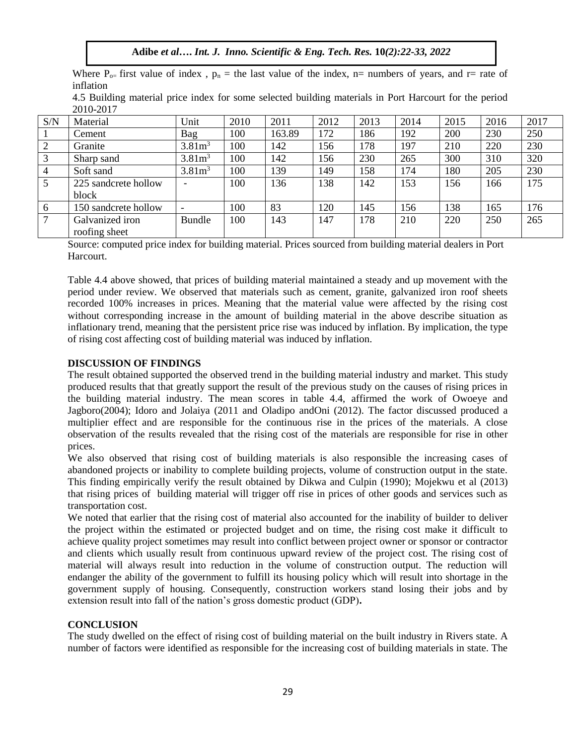Where $P_{o}$= first value of index , $p_n$ = the last value of the index, n= numbers of years, and r= rate of inflation

4.5 Building material price index for some selected building materials in Port Harcourt for the period 2010-2017

| S/N | Material | Unit | 2010 | 2011 | 2012 | 2013 | 2014 | 2015 | 2016 | 2017 |
|---|---|---|---|---|---|---|---|---|---|---|
| 1 | Cement | Bag | 100 | 163.89 | 172 | 186 | 192 | 200 | 230 | 250 |
| 2 | Granite | $3.81m^3$ | 100 | 142 | 156 | 178 | 197 | 210 | 220 | 230 |
| 3 | Sharp sand | $3.81m^3$ | 100 | 142 | 156 | 230 | 265 | 300 | 310 | 320 |
| 4 | Soft sand | $3.81m^3$ | 100 | 139 | 149 | 158 | 174 | 180 | 205 | 230 |
| 5 | 225 sandcrete hollow block | - | 100 | 136 | 138 | 142 | 153 | 156 | 166 | 175 |
| 6 | 150 sandcrete hollow | - | 100 | 83 | 120 | 145 | 156 | 138 | 165 | 176 |
| 7 | Galvanized iron roofing sheet | Bundle | 100 | 143 | 147 | 178 | 210 | 220 | 250 | 265 |

Source: computed price index for building material. Prices sourced from building material dealers in Port Harcourt.

Table 4.4 above showed, that prices of building material maintained a steady and up movement with the period under review. We observed that materials such as cement, granite, galvanized iron roof sheets recorded 100% increases in prices. Meaning that the material value were affected by the rising cost without corresponding increase in the amount of building material in the above describe situation as inflationary trend, meaning that the persistent price rise was induced by inflation. By implication, the type of rising cost affecting cost of building material was induced by inflation.

## DISCUSSION OF FINDINGS

The result obtained supported the observed trend in the building material industry and market. This study produced results that that greatly support the result of the previous study on the causes of rising prices in the building material industry. The mean scores in table 4.4, affirmed the work of Owoeye and Jagboro(2004); Idoro and Jolaiya (2011 and Oladipo andOni (2012). The factor discussed produced a multiplier effect and are responsible for the continuous rise in the prices of the materials. A close observation of the results revealed that the rising cost of the materials are responsible for rise in other prices.

We also observed that rising cost of building materials is also responsible the increasing cases of abandoned projects or inability to complete building projects, volume of construction output in the state. This finding empirically verify the result obtained by Dikwa and Culpin (1990); Mojekwu et al (2013) that rising prices of building material will trigger off rise in prices of other goods and services such as transportation cost.

We noted that earlier that the rising cost of material also accounted for the inability of builder to deliver the project within the estimated or projected budget and on time, the rising cost make it difficult to achieve quality project sometimes may result into conflict between project owner or sponsor or contractor and clients which usually result from continuous upward review of the project cost. The rising cost of material will always result into reduction in the volume of construction output. The reduction will endanger the ability of the government to fulfill its housing policy which will result into shortage in the government supply of housing. Consequently, construction workers stand losing their jobs and by extension result into fall of the nation's gross domestic product (GDP).

## CONCLUSION

The study dwelled on the effect of rising cost of building material on the built industry in Rivers state. A number of factors were identified as responsible for the increasing cost of building materials in state. The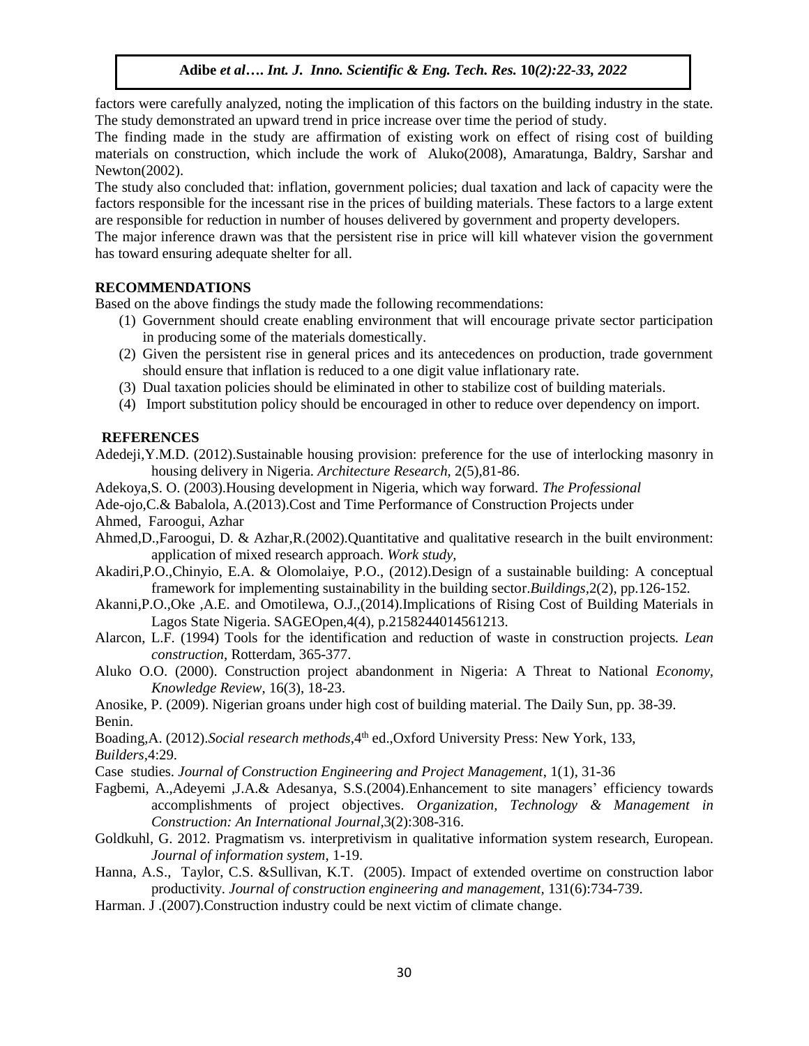factors were carefully analyzed, noting the implication of this factors on the building industry in the state. The study demonstrated an upward trend in price increase over time the period of study.

The finding made in the study are affirmation of existing work on effect of rising cost of building materials on construction, which include the work of Aluko(2008), Amaratunga, Baldry, Sarshar and Newton(2002).

The study also concluded that: inflation, government policies; dual taxation and lack of capacity were the factors responsible for the incessant rise in the prices of building materials. These factors to a large extent are responsible for reduction in number of houses delivered by government and property developers.

The major inference drawn was that the persistent rise in price will kill whatever vision the government has toward ensuring adequate shelter for all.

## RECOMMENDATIONS

Based on the above findings the study made the following recommendations:

(1) Government should create enabling environment that will encourage private sector participation in producing some of the materials domestically.

(2) Given the persistent rise in general prices and its antecedences on production, trade government should ensure that inflation is reduced to a one digit value inflationary rate.

(3) Dual taxation policies should be eliminated in other to stabilize cost of building materials.

(4) Import substitution policy should be encouraged in other to reduce over dependency on import.

## REFERENCES

Adedeji,Y.M.D. (2012).Sustainable housing provision: preference for the use of interlocking masonry in housing delivery in Nigeria. *Architecture Research*, 2(5),81-86.

Adekoya,S. O. (2003).Housing development in Nigeria, which way forward. *The Professional*

Ade-ojo,C.& Babalola, A.(2013).Cost and Time Performance of Construction Projects under

Ahmed, Faroogui, Azhar

Ahmed,D.,Faroogui, D. & Azhar,R.(2002).Quantitative and qualitative research in the built environment: application of mixed research approach. *Work study,*

Akadiri,P.O.,Chinyio, E.A. & Olomolaiye, P.O., (2012).Design of a sustainable building: A conceptual framework for implementing sustainability in the building sector.*Buildings*,2(2), pp.126-152.

Akanni,P.O.,Oke ,A.E. and Omotilewa, O.J.,(2014).Implications of Rising Cost of Building Materials in Lagos State Nigeria. SAGEOpen,4(4), p.2158244014561213.

Alarcon, L.F. (1994) Tools for the identification and reduction of waste in construction projects. *Lean construction*, Rotterdam, 365-377.

Aluko O.O. (2000). Construction project abandonment in Nigeria: A Threat to National *Economy, Knowledge Review*, 16(3), 18-23.

Anosike, P. (2009). Nigerian groans under high cost of building material. The Daily Sun, pp. 38-39.

Benin.

Boading,A. (2012).*Social research methods*,4th ed.,Oxford University Press: New York, 133,

*Builders*,4:29.

Case studies. *Journal of Construction Engineering and Project Management*, 1(1), 31-36

Fagbemi, A.,Adeyemi ,J.A.& Adesanya, S.S.(2004).Enhancement to site managers' efficiency towards accomplishments of project objectives. *Organization, Technology & Management in Construction: An International Journal*,3(2):308-316.

Goldkuhl, G. 2012. Pragmatism vs. interpretivism in qualitative information system research, European. *Journal of information system*, 1-19.

Hanna, A.S., Taylor, C.S. &Sullivan, K.T. (2005). Impact of extended overtime on construction labor productivity. *Journal of construction engineering and management*, 131(6):734-739.

Harman. J .(2007).Construction industry could be next victim of climate change.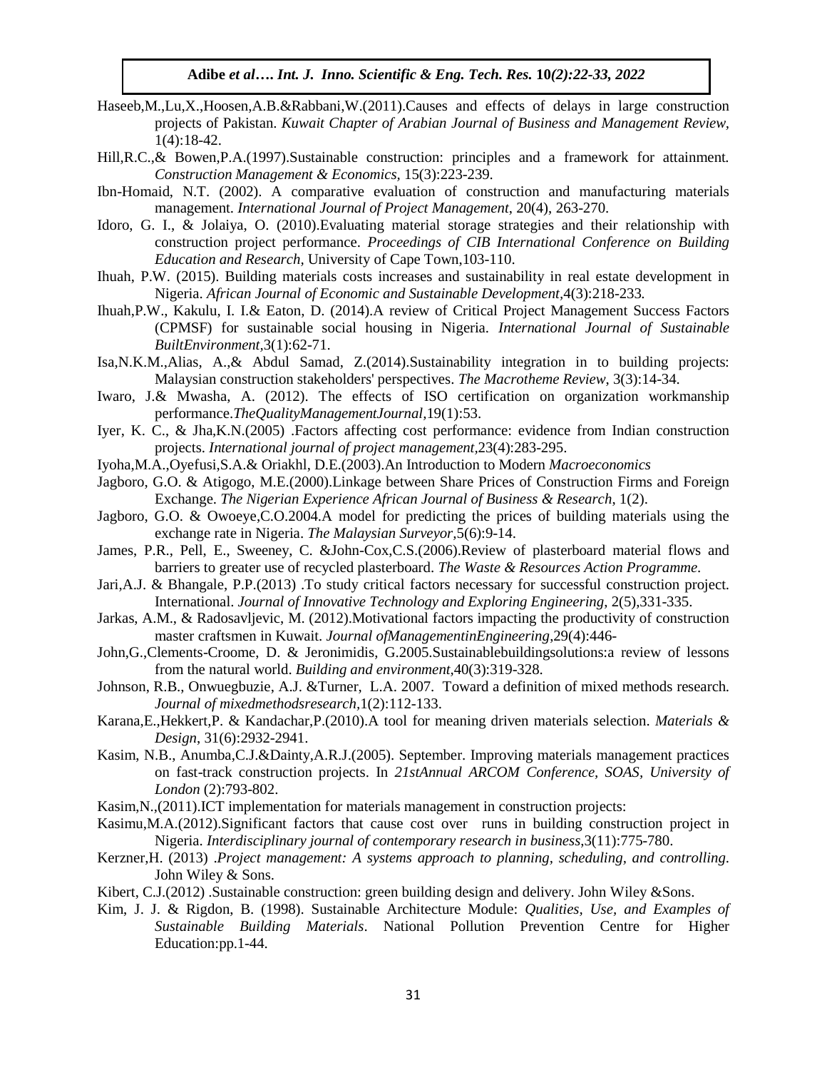Haseeb,M.,Lu,X.,Hoosen,A.B.&Rabbani,W.(2011).Causes and effects of delays in large construction projects of Pakistan. *Kuwait Chapter of Arabian Journal of Business and Management Review*, 1(4):18-42.

Hill,R.C.,& Bowen,P.A.(1997).Sustainable construction: principles and a framework for attainment. *Construction Management & Economics*, 15(3):223-239.

Ibn-Homaid, N.T. (2002). A comparative evaluation of construction and manufacturing materials management. *International Journal of Project Management*, 20(4), 263-270.

Idoro, G. I., & Jolaiya, O. (2010).Evaluating material storage strategies and their relationship with construction project performance. *Proceedings of CIB International Conference on Building Education and Research*, University of Cape Town,103-110.

Ihuah, P.W. (2015). Building materials costs increases and sustainability in real estate development in Nigeria. *African Journal of Economic and Sustainable Development*,4(3):218-233.

Ihuah,P.W., Kakulu, I. I.& Eaton, D. (2014).A review of Critical Project Management Success Factors (CPMSF) for sustainable social housing in Nigeria. *International Journal of Sustainable BuiltEnvironment*,3(1):62-71.

Isa,N.K.M.,Alias, A.,& Abdul Samad, Z.(2014).Sustainability integration in to building projects: Malaysian construction stakeholders' perspectives. *The Macrotheme Review*, 3(3):14-34.

Iwaro, J.& Mwasha, A. (2012). The effects of ISO certification on organization workmanship performance.*TheQualityManagementJournal*,19(1):53.

Iyer, K. C., & Jha,K.N.(2005) .Factors affecting cost performance: evidence from Indian construction projects. *International journal of project management*,23(4):283-295.

Iyoha,M.A.,Oyefusi,S.A.& Oriakhl, D.E.(2003).An Introduction to Modern *Macroeconomics*

Jagboro, G.O. & Atigogo, M.E.(2000).Linkage between Share Prices of Construction Firms and Foreign Exchange. *The Nigerian Experience African Journal of Business & Research*, 1(2).

Jagboro, G.O. & Owoeye,C.O.2004.A model for predicting the prices of building materials using the exchange rate in Nigeria. *The Malaysian Surveyor*,5(6):9-14.

James, P.R., Pell, E., Sweeney, C. &John-Cox,C.S.(2006).Review of plasterboard material flows and barriers to greater use of recycled plasterboard. *The Waste & Resources Action Programme*.

Jari,A.J. & Bhangale, P.P.(2013) .To study critical factors necessary for successful construction project. International. *Journal of Innovative Technology and Exploring Engineering*, 2(5),331-335.

Jarkas, A.M., & Radosavljevic, M. (2012).Motivational factors impacting the productivity of construction master craftsmen in Kuwait. *Journal ofManagementinEngineering*,29(4):446-

John,G.,Clements-Croome, D. & Jeronimidis, G.2005.Sustainablebuildingsolutions:a review of lessons from the natural world. *Building and environment*,40(3):319-328.

Johnson, R.B., Onwuegbuzie, A.J. &Turner, L.A. 2007. Toward a definition of mixed methods research. *Journal of mixedmethodsresearch*,1(2):112-133.

Karana,E.,Hekkert,P. & Kandachar,P.(2010).A tool for meaning driven materials selection. *Materials & Design*, 31(6):2932-2941.

Kasim, N.B., Anumba,C.J.&Dainty,A.R.J.(2005). September. Improving materials management practices on fast-track construction projects. In *21stAnnual ARCOM Conference, SOAS, University of London* (2):793-802.

Kasim,N.,(2011).ICT implementation for materials management in construction projects:

Kasimu,M.A.(2012).Significant factors that cause cost over runs in building construction project in Nigeria. *Interdisciplinary journal of contemporary research in business*,3(11):775-780.

Kerzner,H. (2013) .*Project management: A systems approach to planning, scheduling, and controlling*. John Wiley & Sons.

Kibert, C.J.(2012) .Sustainable construction: green building design and delivery. John Wiley &Sons.

Kim, J. J. & Rigdon, B. (1998). Sustainable Architecture Module: *Qualities, Use, and Examples of Sustainable Building Materials*. National Pollution Prevention Centre for Higher Education:pp.1-44.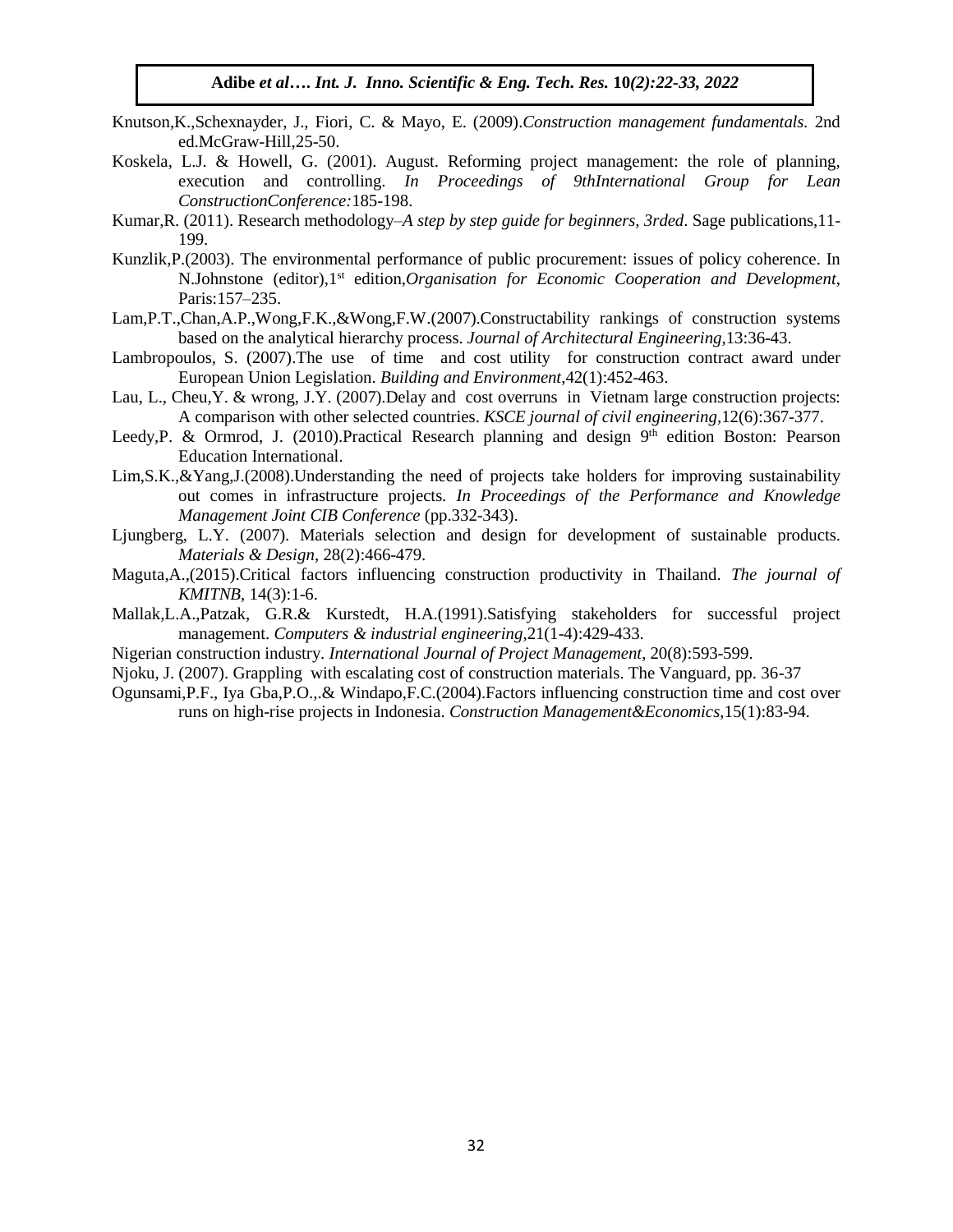Knutson,K.,Schexnayder, J., Fiori, C. & Mayo, E. (2009).*Construction management fundamentals.* 2nd ed.McGraw-Hill,25-50.

Koskela, L.J. & Howell, G. (2001). August. Reforming project management: the role of planning, execution and controlling. *In Proceedings of 9thInternational Group for Lean ConstructionConference:*185-198.

Kumar,R. (2011). Research methodology–*A step by step guide for beginners, 3rded*. Sage publications,11-199.

Kunzlik,P.(2003). The environmental performance of public procurement: issues of policy coherence. In N.Johnstone (editor),1st edition,*Organisation for Economic Cooperation and Development,* Paris:157–235.

Lam,P.T.,Chan,A.P.,Wong,F.K.,&Wong,F.W.(2007).Constructability rankings of construction systems based on the analytical hierarchy process. *Journal of Architectural Engineering*,13:36-43.

Lambropoulos, S. (2007).The use of time and cost utility for construction contract award under European Union Legislation. *Building and Environment*,42(1):452-463.

Lau, L., Cheu,Y. & wrong, J.Y. (2007).Delay and cost overruns in Vietnam large construction projects: A comparison with other selected countries. *KSCE journal of civil engineering*,12(6):367-377.

Leedy,P. & Ormrod, J. (2010).Practical Research planning and design 9th edition Boston: Pearson Education International.

Lim,S.K.,&Yang,J.(2008).Understanding the need of projects take holders for improving sustainability out comes in infrastructure projects. *In Proceedings of the Performance and Knowledge Management Joint CIB Conference* (pp.332-343).

Ljungberg, L.Y. (2007). Materials selection and design for development of sustainable products. *Materials & Design*, 28(2):466-479.

Maguta,A.,(2015).Critical factors influencing construction productivity in Thailand. *The journal of KMITNB*, 14(3):1-6.

Mallak,L.A.,Patzak, G.R.& Kurstedt, H.A.(1991).Satisfying stakeholders for successful project management. *Computers & industrial engineering*,21(1-4):429-433.

Nigerian construction industry. *International Journal of Project Management*, 20(8):593-599.

Njoku, J. (2007). Grappling with escalating cost of construction materials. The Vanguard, pp. 36-37

Ogunsami,P.F., Iya Gba,P.O.,.& Windapo,F.C.(2004).Factors influencing construction time and cost over runs on high-rise projects in Indonesia. *Construction Management&Economics*,15(1):83-94.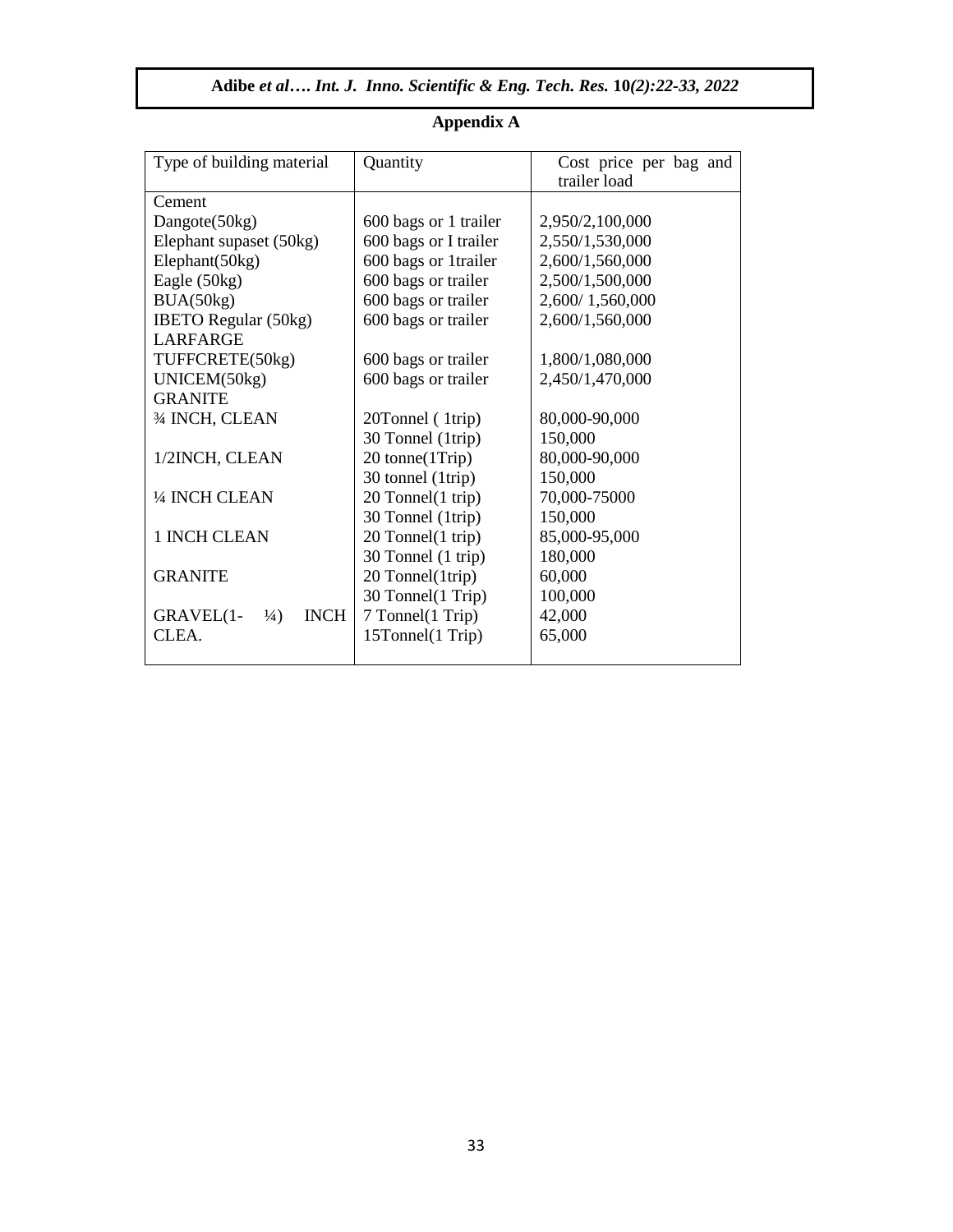## Appendix A

| Type of building material | Quantity | Cost price per bag and trailer load |
|---|---|---|
| Cement | | |
| Dangote(50kg) | 600 bags or 1 trailer | 2,950/2,100,000 |
| Elephant supaset (50kg) | 600 bags or I trailer | 2,550/1,530,000 |
| Elephant(50kg) | 600 bags or 1trailer | 2,600/1,560,000 |
| Eagle (50kg) | 600 bags or trailer | 2,500/1,500,000 |
| BUA(50kg) | 600 bags or trailer | 2,600/ 1,560,000 |
| IBETO Regular (50kg) | 600 bags or trailer | 2,600/1,560,000 |
| LARFARGE | | |
| TUFFCRETE(50kg) | 600 bags or trailer | 1,800/1,080,000 |
| UNICEM(50kg) | 600 bags or trailer | 2,450/1,470,000 |
| GRANITE | | |
| ¾ INCH, CLEAN | 20Tonnel ( 1trip) | 80,000-90,000 |
| | 30 Tonnel (1trip) | 150,000 |
| 1/2INCH, CLEAN | 20 tonne(1Trip) | 80,000-90,000 |
| | 30 tonnel (1trip) | 150,000 |
| ¼ INCH CLEAN | 20 Tonnel(1 trip) | 70,000-75000 |
| | 30 Tonnel (1trip) | 150,000 |
| 1 INCH CLEAN | 20 Tonnel(1 trip) | 85,000-95,000 |
| | 30 Tonnel (1 trip) | 180,000 |
| GRANITE | 20 Tonnel(1trip) | 60,000 |
| | 30 Tonnel(1 Trip) | 100,000 |
| GRAVEL(1- ¼) INCH | 7 Tonnel(1 Trip) | 42,000 |
| CLEA. | 15Tonnel(1 Trip) | 65,000 |